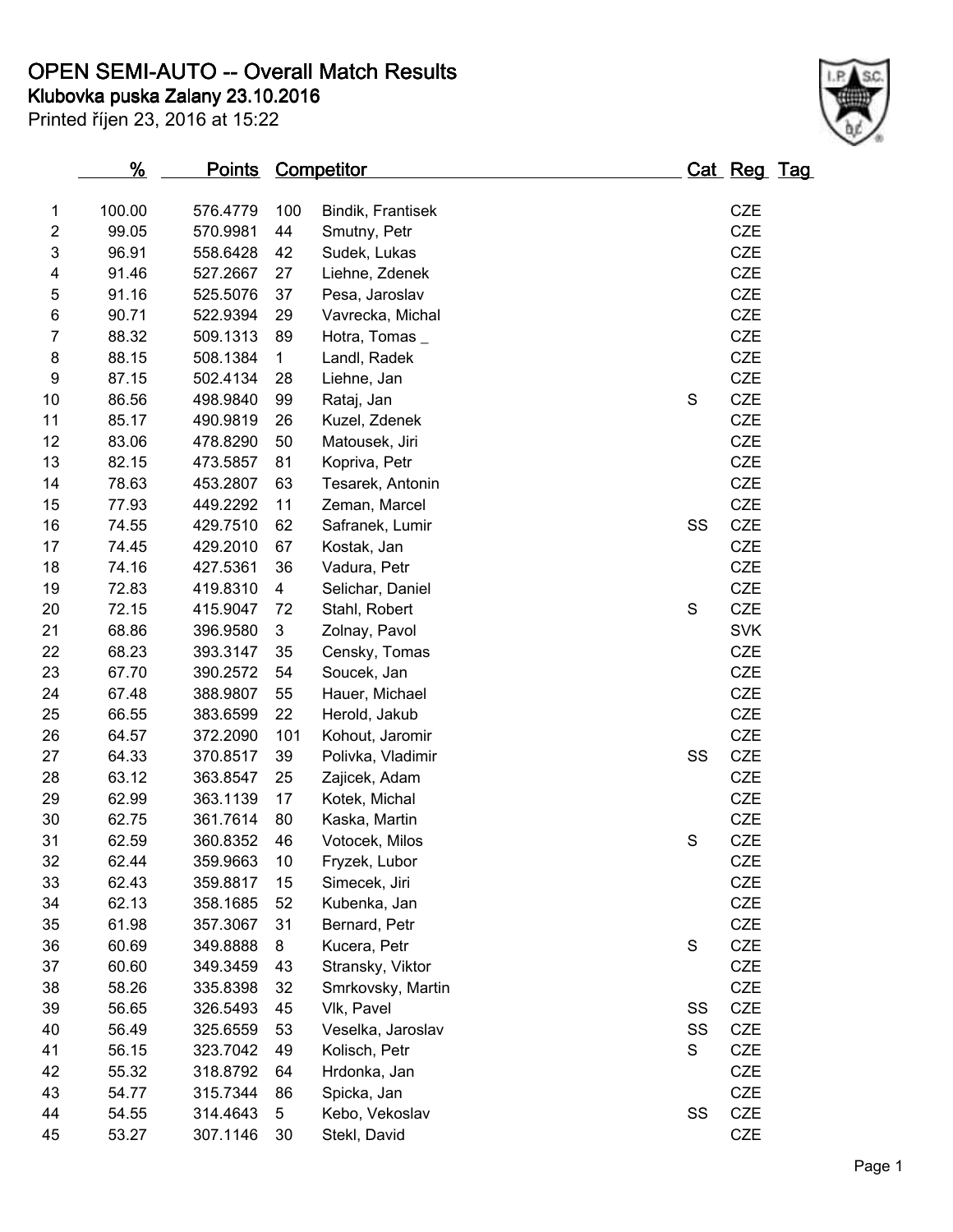# OPEN SEMI-AUTO -- Overall Match Results

## Klubovka puska Zalany 23.10.2016

Printed říjen 23, 2016 at 15:22

| | % | Points | Competitor | | Cat | Reg | Tag |
|---|---|---|---|---|---|---|---|
| 1 | 100.00 | 576.4779 | 100 | Bindik, Frantisek | | CZE | |
| 2 | 99.05 | 570.9981 | 44 | Smutny, Petr | | CZE | |
| 3 | 96.91 | 558.6428 | 42 | Sudek, Lukas | | CZE | |
| 4 | 91.46 | 527.2667 | 27 | Liehne, Zdenek | | CZE | |
| 5 | 91.16 | 525.5076 | 37 | Pesa, Jaroslav | | CZE | |
| 6 | 90.71 | 522.9394 | 29 | Vavrecka, Michal | | CZE | |
| 7 | 88.32 | 509.1313 | 89 | Hotra, Tomas _ | | CZE | |
| 8 | 88.15 | 508.1384 | 1 | Landl, Radek | | CZE | |
| 9 | 87.15 | 502.4134 | 28 | Liehne, Jan | | CZE | |
| 10 | 86.56 | 498.9840 | 99 | Rataj, Jan | S | CZE | |
| 11 | 85.17 | 490.9819 | 26 | Kuzel, Zdenek | | CZE | |
| 12 | 83.06 | 478.8290 | 50 | Matousek, Jiri | | CZE | |
| 13 | 82.15 | 473.5857 | 81 | Kopriva, Petr | | CZE | |
| 14 | 78.63 | 453.2807 | 63 | Tesarek, Antonin | | CZE | |
| 15 | 77.93 | 449.2292 | 11 | Zeman, Marcel | | CZE | |
| 16 | 74.55 | 429.7510 | 62 | Safranek, Lumir | SS | CZE | |
| 17 | 74.45 | 429.2010 | 67 | Kostak, Jan | | CZE | |
| 18 | 74.16 | 427.5361 | 36 | Vadura, Petr | | CZE | |
| 19 | 72.83 | 419.8310 | 4 | Selichar, Daniel | | CZE | |
| 20 | 72.15 | 415.9047 | 72 | Stahl, Robert | S | CZE | |
| 21 | 68.86 | 396.9580 | 3 | Zolnay, Pavol | | SVK | |
| 22 | 68.23 | 393.3147 | 35 | Censky, Tomas | | CZE | |
| 23 | 67.70 | 390.2572 | 54 | Soucek, Jan | | CZE | |
| 24 | 67.48 | 388.9807 | 55 | Hauer, Michael | | CZE | |
| 25 | 66.55 | 383.6599 | 22 | Herold, Jakub | | CZE | |
| 26 | 64.57 | 372.2090 | 101 | Kohout, Jaromir | | CZE | |
| 27 | 64.33 | 370.8517 | 39 | Polivka, Vladimir | SS | CZE | |
| 28 | 63.12 | 363.8547 | 25 | Zajicek, Adam | | CZE | |
| 29 | 62.99 | 363.1139 | 17 | Kotek, Michal | | CZE | |
| 30 | 62.75 | 361.7614 | 80 | Kaska, Martin | | CZE | |
| 31 | 62.59 | 360.8352 | 46 | Votocek, Milos | S | CZE | |
| 32 | 62.44 | 359.9663 | 10 | Fryzek, Lubor | | CZE | |
| 33 | 62.43 | 359.8817 | 15 | Simecek, Jiri | | CZE | |
| 34 | 62.13 | 358.1685 | 52 | Kubenka, Jan | | CZE | |
| 35 | 61.98 | 357.3067 | 31 | Bernard, Petr | | CZE | |
| 36 | 60.69 | 349.8888 | 8 | Kucera, Petr | S | CZE | |
| 37 | 60.60 | 349.3459 | 43 | Stransky, Viktor | | CZE | |
| 38 | 58.26 | 335.8398 | 32 | Smrkovsky, Martin | | CZE | |
| 39 | 56.65 | 326.5493 | 45 | Vlk, Pavel | SS | CZE | |
| 40 | 56.49 | 325.6559 | 53 | Veselka, Jaroslav | SS | CZE | |
| 41 | 56.15 | 323.7042 | 49 | Kolisch, Petr | S | CZE | |
| 42 | 55.32 | 318.8792 | 64 | Hrdonka, Jan | | CZE | |
| 43 | 54.77 | 315.7344 | 86 | Spicka, Jan | | CZE | |
| 44 | 54.55 | 314.4643 | 5 | Kebo, Vekoslav | SS | CZE | |
| 45 | 53.27 | 307.1146 | 30 | Stekl, David | | CZE | |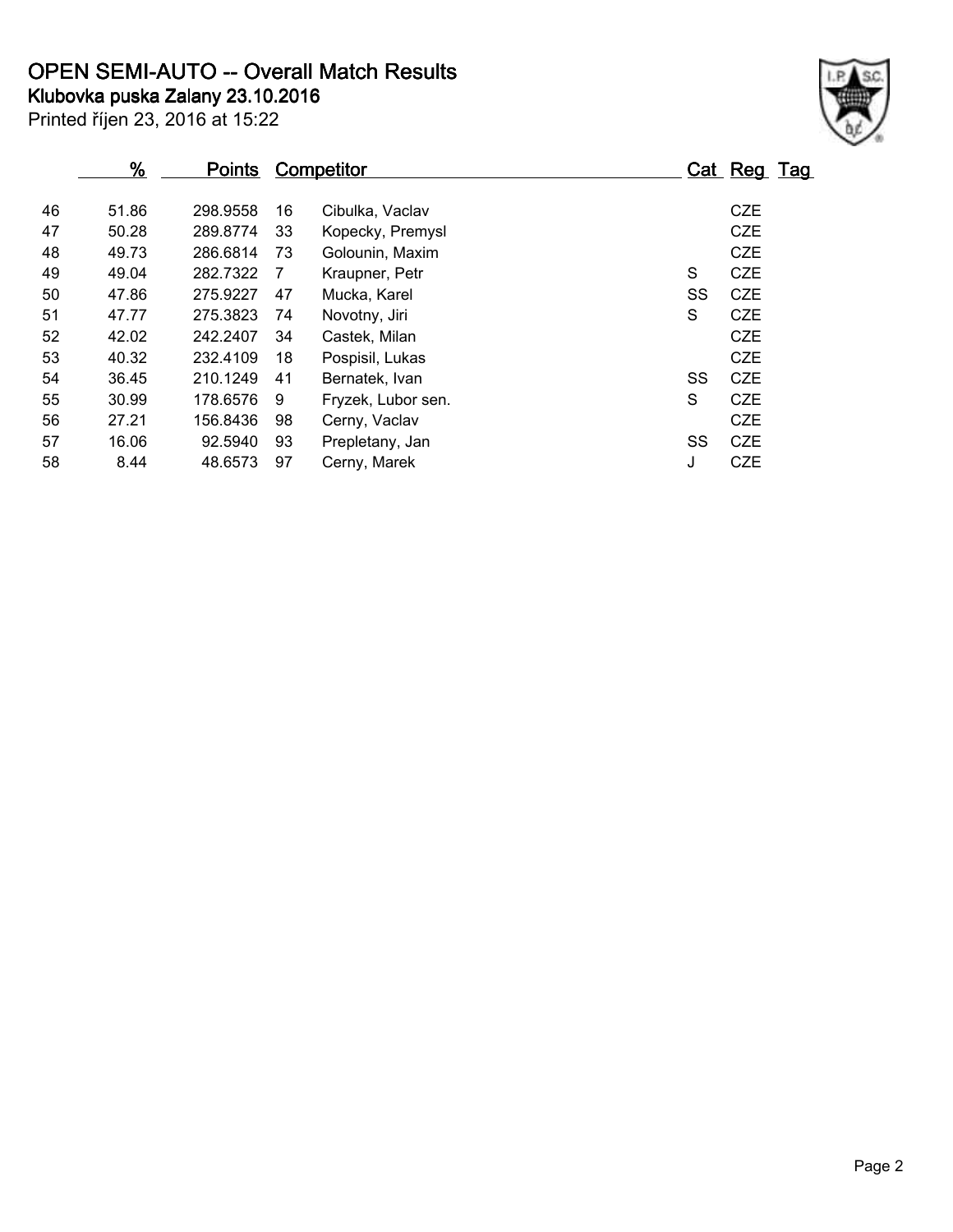# OPEN SEMI-AUTO -- Overall Match Results

## Klubovka puska Zalany 23.10.2016

Printed říjen 23, 2016 at 15:22

| | % | Points | Competitor | | Cat | Reg | Tag |
|---|---|---|---|---|---|---|---|
| 46 | 51.86 | 298.9558 | 16 | Cibulka, Vaclav | | CZE | |
| 47 | 50.28 | 289.8774 | 33 | Kopecky, Premysl | | CZE | |
| 48 | 49.73 | 286.6814 | 73 | Golounin, Maxim | | CZE | |
| 49 | 49.04 | 282.7322 | 7 | Kraupner, Petr | S | CZE | |
| 50 | 47.86 | 275.9227 | 47 | Mucka, Karel | SS | CZE | |
| 51 | 47.77 | 275.3823 | 74 | Novotny, Jiri | S | CZE | |
| 52 | 42.02 | 242.2407 | 34 | Castek, Milan | | CZE | |
| 53 | 40.32 | 232.4109 | 18 | Pospisil, Lukas | | CZE | |
| 54 | 36.45 | 210.1249 | 41 | Bernatek, Ivan | SS | CZE | |
| 55 | 30.99 | 178.6576 | 9 | Fryzek, Lubor sen. | S | CZE | |
| 56 | 27.21 | 156.8436 | 98 | Cerny, Vaclav | | CZE | |
| 57 | 16.06 | 92.5940 | 93 | Prepletany, Jan | SS | CZE | |
| 58 | 8.44 | 48.6573 | 97 | Cerny, Marek | J | CZE | |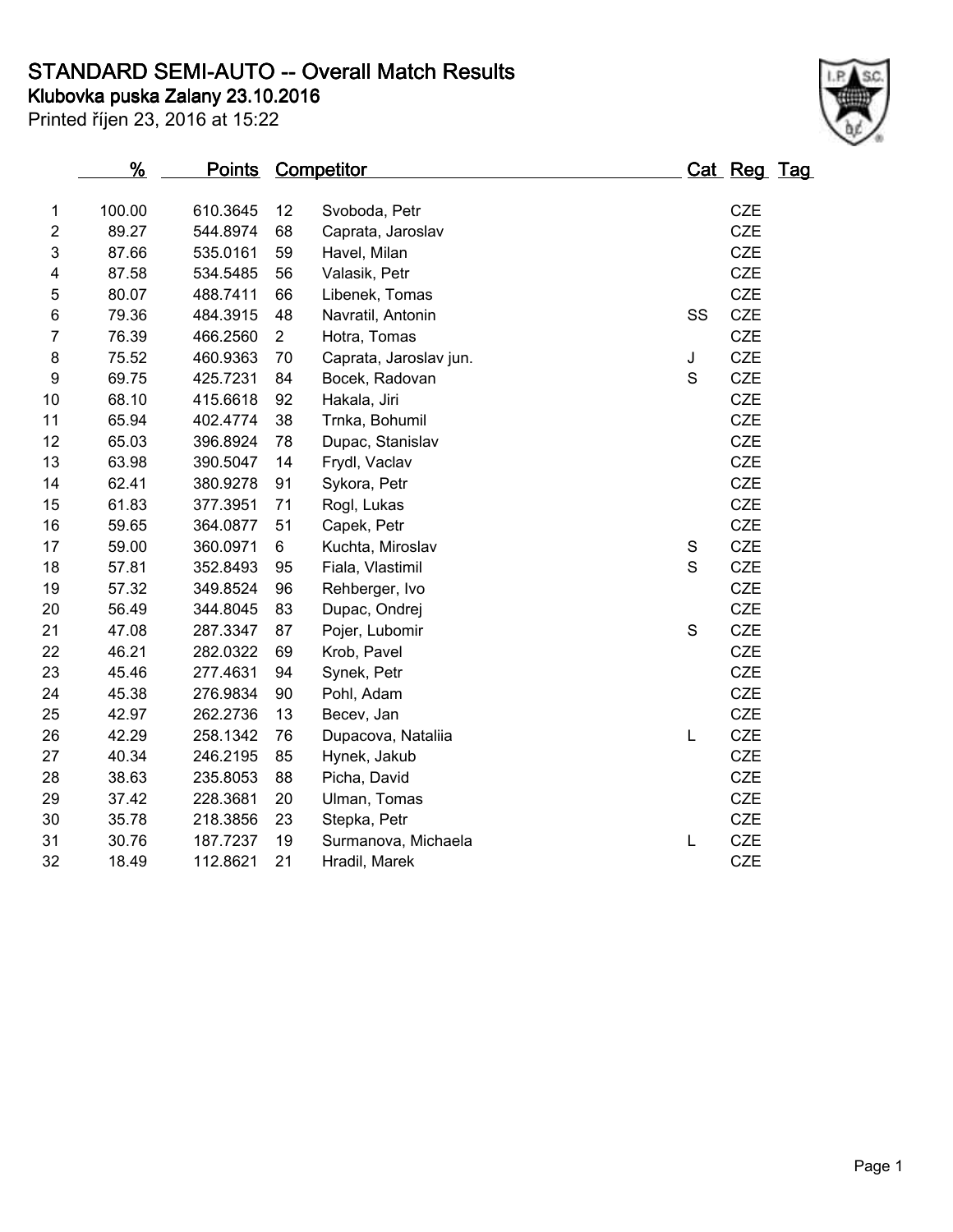# STANDARD SEMI-AUTO -- Overall Match Results

## Klubovka puska Zalany 23.10.2016

Printed říjen 23, 2016 at 15:22

| | % | Points | Competitor | | Cat | Reg | Tag |
|---|---|---|---|---|---|---|---|
| 1 | 100.00 | 610.3645 | 12 | Svoboda, Petr | | CZE | |
| 2 | 89.27 | 544.8974 | 68 | Caprata, Jaroslav | | CZE | |
| 3 | 87.66 | 535.0161 | 59 | Havel, Milan | | CZE | |
| 4 | 87.58 | 534.5485 | 56 | Valasik, Petr | | CZE | |
| 5 | 80.07 | 488.7411 | 66 | Libenek, Tomas | | CZE | |
| 6 | 79.36 | 484.3915 | 48 | Navratil, Antonin | SS | CZE | |
| 7 | 76.39 | 466.2560 | 2 | Hotra, Tomas | | CZE | |
| 8 | 75.52 | 460.9363 | 70 | Caprata, Jaroslav jun. | J | CZE | |
| 9 | 69.75 | 425.7231 | 84 | Bocek, Radovan | S | CZE | |
| 10 | 68.10 | 415.6618 | 92 | Hakala, Jiri | | CZE | |
| 11 | 65.94 | 402.4774 | 38 | Trnka, Bohumil | | CZE | |
| 12 | 65.03 | 396.8924 | 78 | Dupac, Stanislav | | CZE | |
| 13 | 63.98 | 390.5047 | 14 | Frydl, Vaclav | | CZE | |
| 14 | 62.41 | 380.9278 | 91 | Sykora, Petr | | CZE | |
| 15 | 61.83 | 377.3951 | 71 | Rogl, Lukas | | CZE | |
| 16 | 59.65 | 364.0877 | 51 | Capek, Petr | | CZE | |
| 17 | 59.00 | 360.0971 | 6 | Kuchta, Miroslav | S | CZE | |
| 18 | 57.81 | 352.8493 | 95 | Fiala, Vlastimil | S | CZE | |
| 19 | 57.32 | 349.8524 | 96 | Rehberger, Ivo | | CZE | |
| 20 | 56.49 | 344.8045 | 83 | Dupac, Ondrej | | CZE | |
| 21 | 47.08 | 287.3347 | 87 | Pojer, Lubomir | S | CZE | |
| 22 | 46.21 | 282.0322 | 69 | Krob, Pavel | | CZE | |
| 23 | 45.46 | 277.4631 | 94 | Synek, Petr | | CZE | |
| 24 | 45.38 | 276.9834 | 90 | Pohl, Adam | | CZE | |
| 25 | 42.97 | 262.2736 | 13 | Becev, Jan | | CZE | |
| 26 | 42.29 | 258.1342 | 76 | Dupacova, Nataliia | L | CZE | |
| 27 | 40.34 | 246.2195 | 85 | Hynek, Jakub | | CZE | |
| 28 | 38.63 | 235.8053 | 88 | Picha, David | | CZE | |
| 29 | 37.42 | 228.3681 | 20 | Ulman, Tomas | | CZE | |
| 30 | 35.78 | 218.3856 | 23 | Stepka, Petr | | CZE | |
| 31 | 30.76 | 187.7237 | 19 | Surmanova, Michaela | L | CZE | |
| 32 | 18.49 | 112.8621 | 21 | Hradil, Marek | | CZE | |